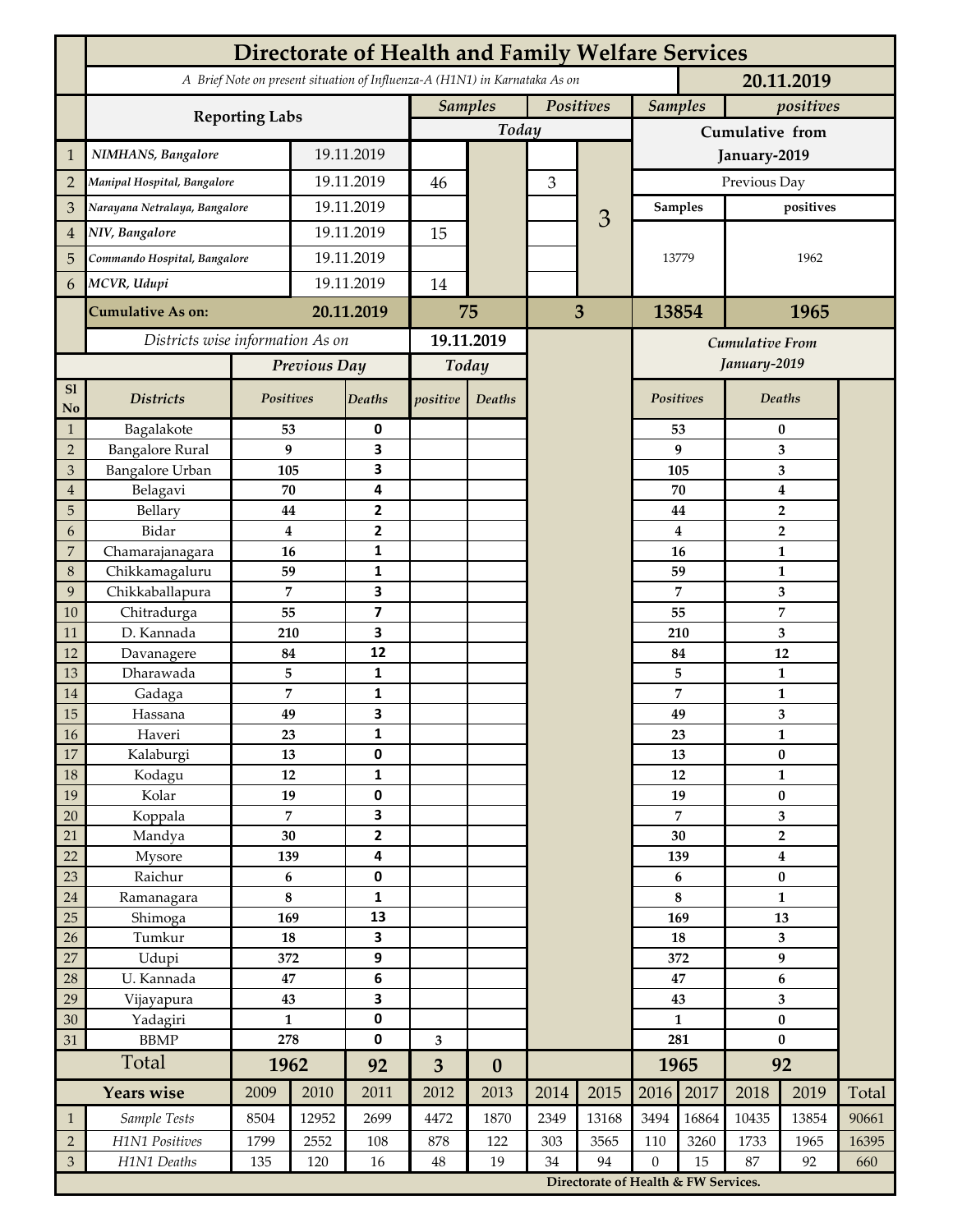# Directorate of Health and Family Welfare Services

*A Brief Note on present situation of Influenza-A (H1N1) in Karnataka As on* **20.11.2019**

| | Reporting Labs | | Samples Today | Positives Today | Samples (Cumulative from January-2019) | positives (Cumulative from January-2019) |
|---|---|---|---|---|---|---|
| 1 | *NIMHANS, Bangalore* | 19.11.2019 | | | Previous Day | |
| 2 | *Manipal Hospital, Bangalore* | 19.11.2019 | 46 | 3 | Samples | positives |
| 3 | *Narayana Netralaya, Bangalore* | 19.11.2019 | | | | |
| 4 | *NIV, Bangalore* | 19.11.2019 | 15 | | 13779 | 1962 |
| 5 | *Commando Hospital, Bangalore* | 19.11.2019 | | | | |
| 6 | *MCVR, Udupi* | 19.11.2019 | 14 | | | |
| | **Cumulative As on:** | **20.11.2019** | **75** | **3** | **13854** | **1965** |

*Districts wise information As on* **19.11.2019**

| Sl No | Districts | Previous Day Positives | Previous Day Deaths | Today positive | Today Deaths | Cumulative From January-2019 Positives | Cumulative From January-2019 Deaths |
|---|---|---|---|---|---|---|---|
| 1 | Bagalakote | 53 | 0 | | | 53 | 0 |
| 2 | Bangalore Rural | 9 | 3 | | | 9 | 3 |
| 3 | Bangalore Urban | 105 | 3 | | | 105 | 3 |
| 4 | Belagavi | 70 | 4 | | | 70 | 4 |
| 5 | Bellary | 44 | 2 | | | 44 | 2 |
| 6 | Bidar | 4 | 2 | | | 4 | 2 |
| 7 | Chamarajanagara | 16 | 1 | | | 16 | 1 |
| 8 | Chikkamagaluru | 59 | 1 | | | 59 | 1 |
| 9 | Chikkaballapura | 7 | 3 | | | 7 | 3 |
| 10 | Chitradurga | 55 | 7 | | | 55 | 7 |
| 11 | D. Kannada | 210 | 3 | | | 210 | 3 |
| 12 | Davanagere | 84 | 12 | | | 84 | 12 |
| 13 | Dharawada | 5 | 1 | | | 5 | 1 |
| 14 | Gadaga | 7 | 1 | | | 7 | 1 |
| 15 | Hassana | 49 | 3 | | | 49 | 3 |
| 16 | Haveri | 23 | 1 | | | 23 | 1 |
| 17 | Kalaburgi | 13 | 0 | | | 13 | 0 |
| 18 | Kodagu | 12 | 1 | | | 12 | 1 |
| 19 | Kolar | 19 | 0 | | | 19 | 0 |
| 20 | Koppala | 7 | 3 | | | 7 | 3 |
| 21 | Mandya | 30 | 2 | | | 30 | 2 |
| 22 | Mysore | 139 | 4 | | | 139 | 4 |
| 23 | Raichur | 6 | 0 | | | 6 | 0 |
| 24 | Ramanagara | 8 | 1 | | | 8 | 1 |
| 25 | Shimoga | 169 | 13 | | | 169 | 13 |
| 26 | Tumkur | 18 | 3 | | | 18 | 3 |
| 27 | Udupi | 372 | 9 | | | 372 | 9 |
| 28 | U. Kannada | 47 | 6 | | | 47 | 6 |
| 29 | Vijayapura | 43 | 3 | | | 43 | 3 |
| 30 | Yadagiri | 1 | 0 | | | 1 | 0 |
| 31 | BBMP | 278 | 0 | 3 | | 281 | 0 |
| | **Total** | **1962** | **92** | **3** | **0** | **1965** | **92** |

| | Years wise | 2009 | 2010 | 2011 | 2012 | 2013 | 2014 | 2015 | 2016 | 2017 | 2018 | 2019 | Total |
|---|---|---|---|---|---|---|---|---|---|---|---|---|---|
| 1 | *Sample Tests* | 8504 | 12952 | 2699 | 4472 | 1870 | 2349 | 13168 | 3494 | 16864 | 10435 | 13854 | 90661 |
| 2 | *H1N1 Positives* | 1799 | 2552 | 108 | 878 | 122 | 303 | 3565 | 110 | 3260 | 1733 | 1965 | 16395 |
| 3 | *H1N1 Deaths* | 135 | 120 | 16 | 48 | 19 | 34 | 94 | 0 | 15 | 87 | 92 | 660 |

**Directorate of Health & FW Services.**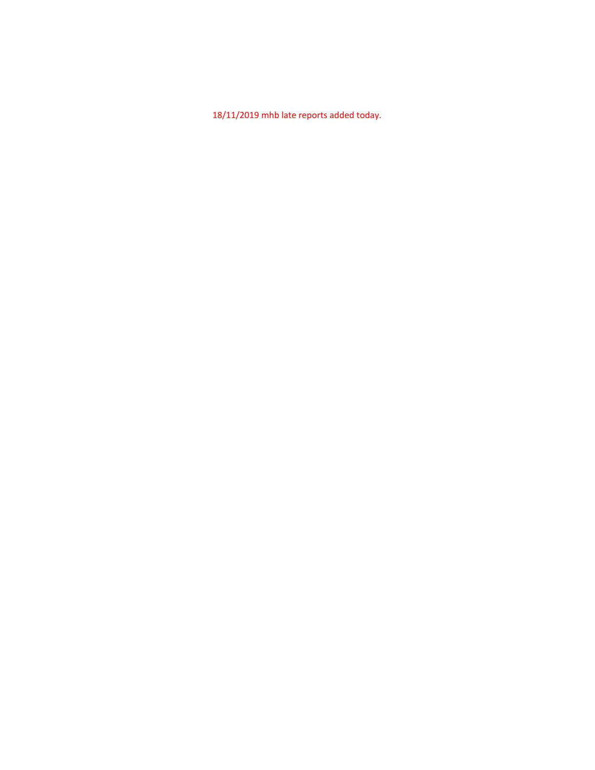18/11/2019 mhb late reports added today.